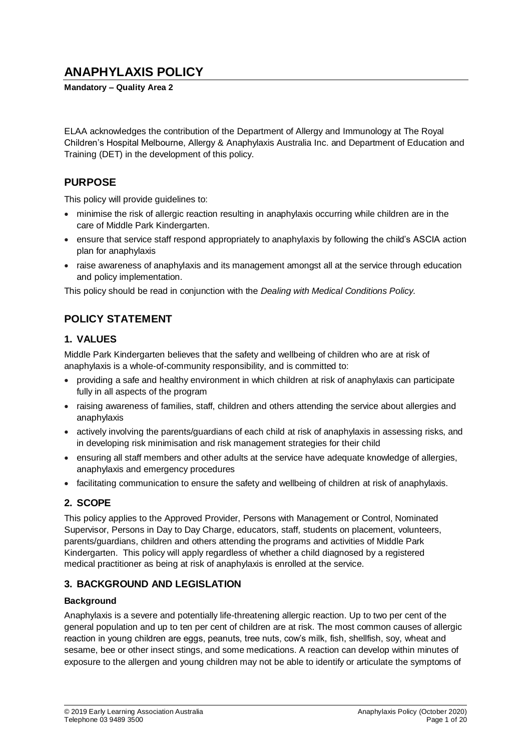# ANAPHYLAXIS POLICY

**Mandatory – Quality Area 2**

ELAA acknowledges the contribution of the Department of Allergy and Immunology at The Royal Children's Hospital Melbourne, Allergy & Anaphylaxis Australia Inc. and Department of Education and Training (DET) in the development of this policy.

## PURPOSE

This policy will provide guidelines to:

- minimise the risk of allergic reaction resulting in anaphylaxis occurring while children are in the care of Middle Park Kindergarten.
- ensure that service staff respond appropriately to anaphylaxis by following the child's ASCIA action plan for anaphylaxis
- raise awareness of anaphylaxis and its management amongst all at the service through education and policy implementation.

This policy should be read in conjunction with the *Dealing with Medical Conditions Policy.*

## POLICY STATEMENT

### 1. VALUES

Middle Park Kindergarten believes that the safety and wellbeing of children who are at risk of anaphylaxis is a whole-of-community responsibility, and is committed to:

- providing a safe and healthy environment in which children at risk of anaphylaxis can participate fully in all aspects of the program
- raising awareness of families, staff, children and others attending the service about allergies and anaphylaxis
- actively involving the parents/guardians of each child at risk of anaphylaxis in assessing risks, and in developing risk minimisation and risk management strategies for their child
- ensuring all staff members and other adults at the service have adequate knowledge of allergies, anaphylaxis and emergency procedures
- facilitating communication to ensure the safety and wellbeing of children at risk of anaphylaxis.

### 2. SCOPE

This policy applies to the Approved Provider, Persons with Management or Control, Nominated Supervisor, Persons in Day to Day Charge, educators, staff, students on placement, volunteers, parents/guardians, children and others attending the programs and activities of Middle Park Kindergarten. This policy will apply regardless of whether a child diagnosed by a registered medical practitioner as being at risk of anaphylaxis is enrolled at the service.

### 3. BACKGROUND AND LEGISLATION

**Background**

Anaphylaxis is a severe and potentially life-threatening allergic reaction. Up to two per cent of the general population and up to ten per cent of children are at risk. The most common causes of allergic reaction in young children are eggs, peanuts, tree nuts, cow's milk, fish, shellfish, soy, wheat and sesame, bee or other insect stings, and some medications. A reaction can develop within minutes of exposure to the allergen and young children may not be able to identify or articulate the symptoms of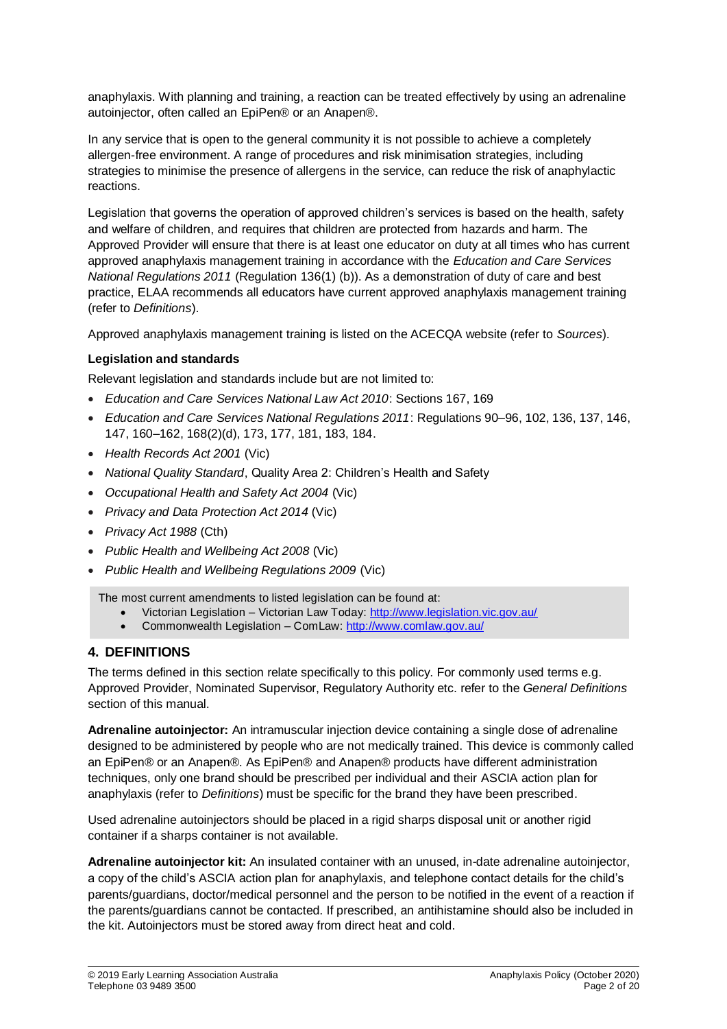anaphylaxis. With planning and training, a reaction can be treated effectively by using an adrenaline autoinjector, often called an EpiPen® or an Anapen®.

In any service that is open to the general community it is not possible to achieve a completely allergen-free environment. A range of procedures and risk minimisation strategies, including strategies to minimise the presence of allergens in the service, can reduce the risk of anaphylactic reactions.

Legislation that governs the operation of approved children's services is based on the health, safety and welfare of children, and requires that children are protected from hazards and harm. The Approved Provider will ensure that there is at least one educator on duty at all times who has current approved anaphylaxis management training in accordance with the *Education and Care Services National Regulations 2011* (Regulation 136(1) (b)). As a demonstration of duty of care and best practice, ELAA recommends all educators have current approved anaphylaxis management training (refer to *Definitions*).

Approved anaphylaxis management training is listed on the ACECQA website (refer to *Sources*).

**Legislation and standards**

Relevant legislation and standards include but are not limited to:

- *Education and Care Services National Law Act 2010*: Sections 167, 169
- *Education and Care Services National Regulations 2011*: Regulations 90–96, 102, 136, 137, 146, 147, 160–162, 168(2)(d), 173, 177, 181, 183, 184.
- *Health Records Act 2001* (Vic)
- *National Quality Standard*, Quality Area 2: Children's Health and Safety
- *Occupational Health and Safety Act 2004* (Vic)
- *Privacy and Data Protection Act 2014* (Vic)
- *Privacy Act 1988* (Cth)
- *Public Health and Wellbeing Act 2008* (Vic)
- *Public Health and Wellbeing Regulations 2009* (Vic)

> The most current amendments to listed legislation can be found at:
> - Victorian Legislation – Victorian Law Today: http://www.legislation.vic.gov.au/
> - Commonwealth Legislation – ComLaw: http://www.comlaw.gov.au/

## 4. DEFINITIONS

The terms defined in this section relate specifically to this policy. For commonly used terms e.g. Approved Provider, Nominated Supervisor, Regulatory Authority etc. refer to the *General Definitions* section of this manual.

**Adrenaline autoinjector:** An intramuscular injection device containing a single dose of adrenaline designed to be administered by people who are not medically trained. This device is commonly called an EpiPen® or an Anapen®. As EpiPen® and Anapen® products have different administration techniques, only one brand should be prescribed per individual and their ASCIA action plan for anaphylaxis (refer to *Definitions*) must be specific for the brand they have been prescribed.

Used adrenaline autoinjectors should be placed in a rigid sharps disposal unit or another rigid container if a sharps container is not available.

**Adrenaline autoinjector kit:** An insulated container with an unused, in-date adrenaline autoinjector, a copy of the child's ASCIA action plan for anaphylaxis, and telephone contact details for the child's parents/guardians, doctor/medical personnel and the person to be notified in the event of a reaction if the parents/guardians cannot be contacted. If prescribed, an antihistamine should also be included in the kit. Autoinjectors must be stored away from direct heat and cold.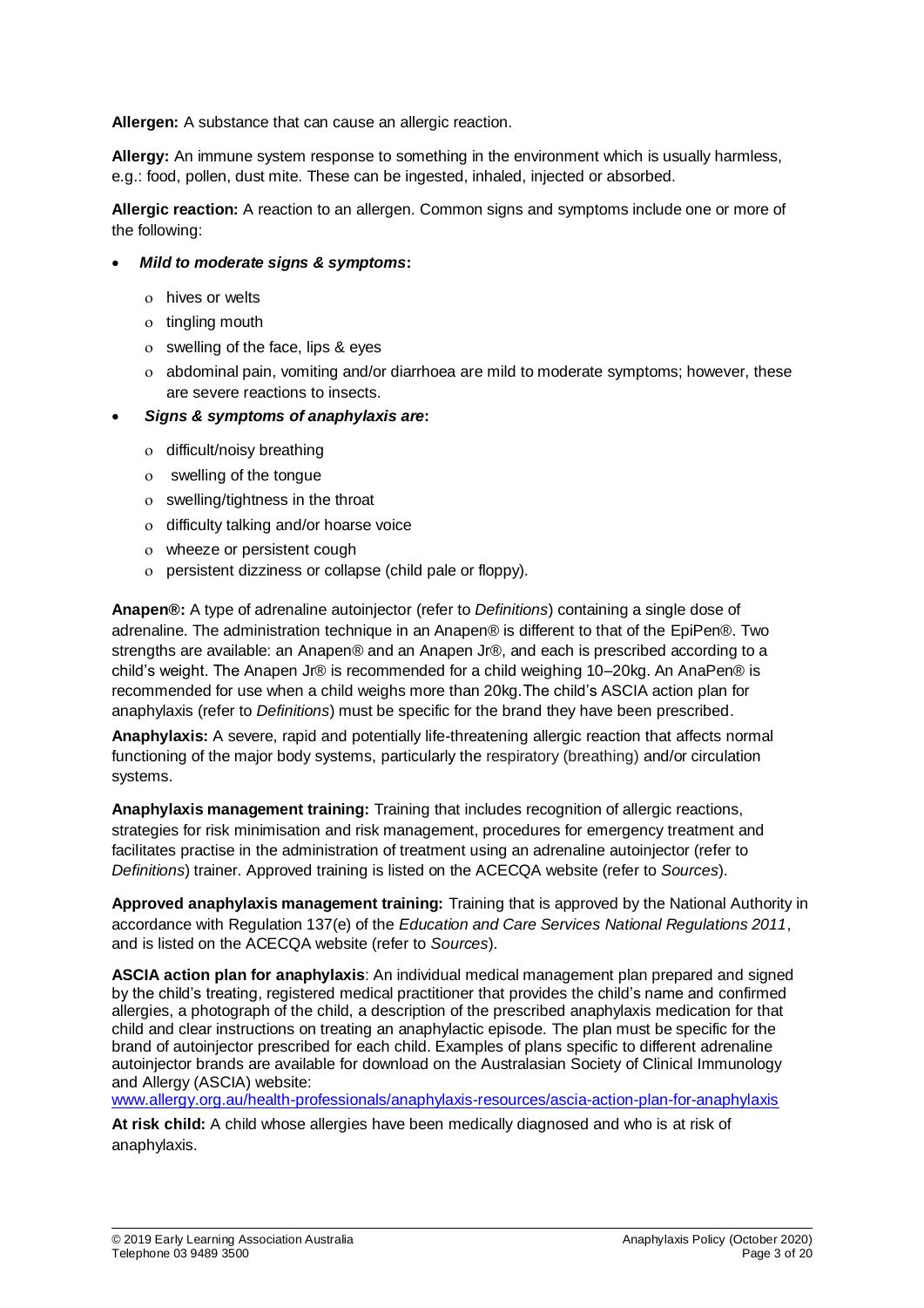**Allergen:** A substance that can cause an allergic reaction.

**Allergy:** An immune system response to something in the environment which is usually harmless, e.g.: food, pollen, dust mite. These can be ingested, inhaled, injected or absorbed.

**Allergic reaction:** A reaction to an allergen. Common signs and symptoms include one or more of the following:

- ***Mild to moderate signs & symptoms*:**
  - hives or welts
  - tingling mouth
  - swelling of the face, lips & eyes
  - abdominal pain, vomiting and/or diarrhoea are mild to moderate symptoms; however, these are severe reactions to insects.
- ***Signs & symptoms of anaphylaxis are*:**
  - difficult/noisy breathing
  - swelling of the tongue
  - swelling/tightness in the throat
  - difficulty talking and/or hoarse voice
  - wheeze or persistent cough
  - persistent dizziness or collapse (child pale or floppy).

**Anapen®:** A type of adrenaline autoinjector (refer to *Definitions*) containing a single dose of adrenaline. The administration technique in an Anapen® is different to that of the EpiPen®. Two strengths are available: an Anapen® and an Anapen Jr®, and each is prescribed according to a child's weight. The Anapen Jr® is recommended for a child weighing 10–20kg. An AnaPen® is recommended for use when a child weighs more than 20kg.The child's ASCIA action plan for anaphylaxis (refer to *Definitions*) must be specific for the brand they have been prescribed.

**Anaphylaxis:** A severe, rapid and potentially life-threatening allergic reaction that affects normal functioning of the major body systems, particularly the respiratory (breathing) and/or circulation systems.

**Anaphylaxis management training:** Training that includes recognition of allergic reactions, strategies for risk minimisation and risk management, procedures for emergency treatment and facilitates practise in the administration of treatment using an adrenaline autoinjector (refer to *Definitions*) trainer. Approved training is listed on the ACECQA website (refer to *Sources*).

**Approved anaphylaxis management training:** Training that is approved by the National Authority in accordance with Regulation 137(e) of the *Education and Care Services National Regulations 2011*, and is listed on the ACECQA website (refer to *Sources*).

**ASCIA action plan for anaphylaxis**: An individual medical management plan prepared and signed by the child's treating, registered medical practitioner that provides the child's name and confirmed allergies, a photograph of the child, a description of the prescribed anaphylaxis medication for that child and clear instructions on treating an anaphylactic episode. The plan must be specific for the brand of autoinjector prescribed for each child. Examples of plans specific to different adrenaline autoinjector brands are available for download on the Australasian Society of Clinical Immunology and Allergy (ASCIA) website:
[www.allergy.org.au/health-professionals/anaphylaxis-resources/ascia-action-plan-for-anaphylaxis](http://www.allergy.org.au/health-professionals/anaphylaxis-resources/ascia-action-plan-for-anaphylaxis)

**At risk child:** A child whose allergies have been medically diagnosed and who is at risk of anaphylaxis.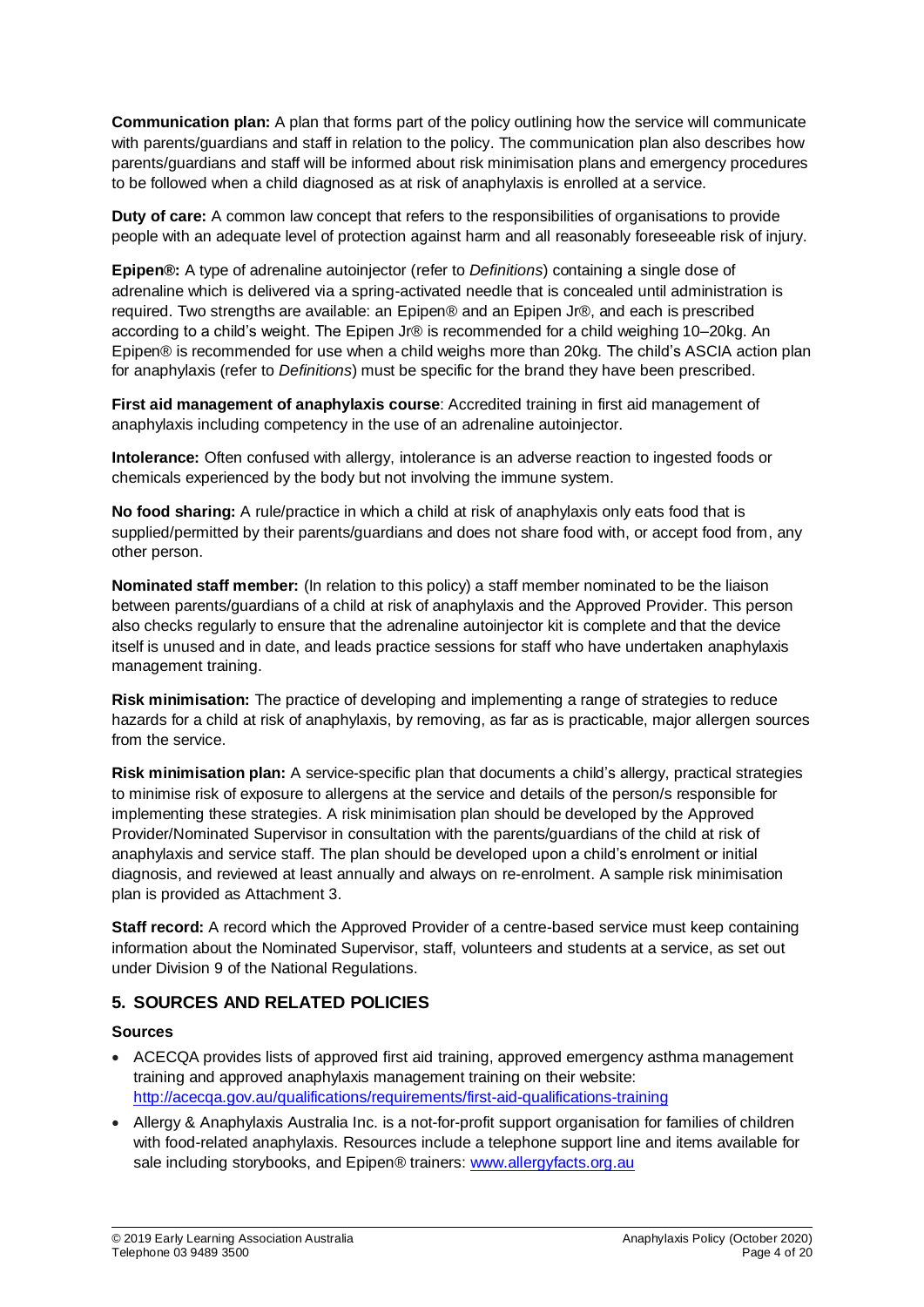**Communication plan:** A plan that forms part of the policy outlining how the service will communicate with parents/guardians and staff in relation to the policy. The communication plan also describes how parents/guardians and staff will be informed about risk minimisation plans and emergency procedures to be followed when a child diagnosed as at risk of anaphylaxis is enrolled at a service.

**Duty of care:** A common law concept that refers to the responsibilities of organisations to provide people with an adequate level of protection against harm and all reasonably foreseeable risk of injury.

**Epipen®:** A type of adrenaline autoinjector (refer to *Definitions*) containing a single dose of adrenaline which is delivered via a spring-activated needle that is concealed until administration is required. Two strengths are available: an Epipen® and an Epipen Jr®, and each is prescribed according to a child's weight. The Epipen Jr® is recommended for a child weighing 10–20kg. An Epipen® is recommended for use when a child weighs more than 20kg. The child's ASCIA action plan for anaphylaxis (refer to *Definitions*) must be specific for the brand they have been prescribed.

**First aid management of anaphylaxis course**: Accredited training in first aid management of anaphylaxis including competency in the use of an adrenaline autoinjector.

**Intolerance:** Often confused with allergy, intolerance is an adverse reaction to ingested foods or chemicals experienced by the body but not involving the immune system.

**No food sharing:** A rule/practice in which a child at risk of anaphylaxis only eats food that is supplied/permitted by their parents/guardians and does not share food with, or accept food from, any other person.

**Nominated staff member:** (In relation to this policy) a staff member nominated to be the liaison between parents/guardians of a child at risk of anaphylaxis and the Approved Provider. This person also checks regularly to ensure that the adrenaline autoinjector kit is complete and that the device itself is unused and in date, and leads practice sessions for staff who have undertaken anaphylaxis management training.

**Risk minimisation:** The practice of developing and implementing a range of strategies to reduce hazards for a child at risk of anaphylaxis, by removing, as far as is practicable, major allergen sources from the service.

**Risk minimisation plan:** A service-specific plan that documents a child's allergy, practical strategies to minimise risk of exposure to allergens at the service and details of the person/s responsible for implementing these strategies. A risk minimisation plan should be developed by the Approved Provider/Nominated Supervisor in consultation with the parents/guardians of the child at risk of anaphylaxis and service staff. The plan should be developed upon a child's enrolment or initial diagnosis, and reviewed at least annually and always on re-enrolment. A sample risk minimisation plan is provided as Attachment 3.

**Staff record:** A record which the Approved Provider of a centre-based service must keep containing information about the Nominated Supervisor, staff, volunteers and students at a service, as set out under Division 9 of the National Regulations.

## 5. SOURCES AND RELATED POLICIES

**Sources**

- ACECQA provides lists of approved first aid training, approved emergency asthma management training and approved anaphylaxis management training on their website: http://acecqa.gov.au/qualifications/requirements/first-aid-qualifications-training
- Allergy & Anaphylaxis Australia Inc. is a not-for-profit support organisation for families of children with food-related anaphylaxis. Resources include a telephone support line and items available for sale including storybooks, and Epipen® trainers: www.allergyfacts.org.au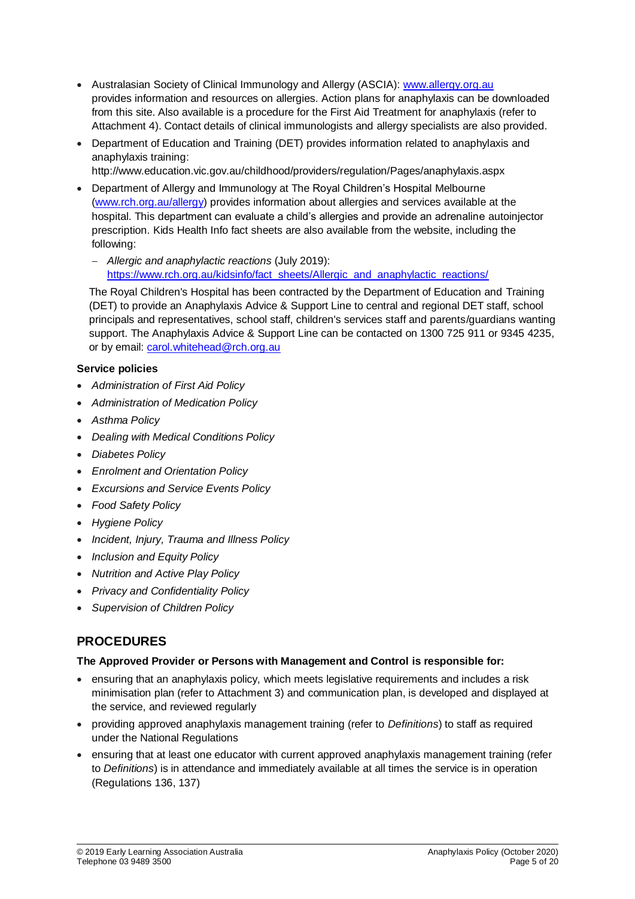- Australasian Society of Clinical Immunology and Allergy (ASCIA): [www.allergy.org.au](http://www.allergy.org.au) provides information and resources on allergies. Action plans for anaphylaxis can be downloaded from this site. Also available is a procedure for the First Aid Treatment for anaphylaxis (refer to Attachment 4). Contact details of clinical immunologists and allergy specialists are also provided.
- Department of Education and Training (DET) provides information related to anaphylaxis and anaphylaxis training: http://www.education.vic.gov.au/childhood/providers/regulation/Pages/anaphylaxis.aspx
- Department of Allergy and Immunology at The Royal Children's Hospital Melbourne ([www.rch.org.au/allergy](http://www.rch.org.au/allergy)) provides information about allergies and services available at the hospital. This department can evaluate a child's allergies and provide an adrenaline autoinjector prescription. Kids Health Info fact sheets are also available from the website, including the following:
  - *Allergic and anaphylactic reactions* (July 2019): [https://www.rch.org.au/kidsinfo/fact_sheets/Allergic_and_anaphylactic_reactions/](https://www.rch.org.au/kidsinfo/fact_sheets/Allergic_and_anaphylactic_reactions/)

  The Royal Children's Hospital has been contracted by the Department of Education and Training (DET) to provide an Anaphylaxis Advice & Support Line to central and regional DET staff, school principals and representatives, school staff, children's services staff and parents/guardians wanting support. The Anaphylaxis Advice & Support Line can be contacted on 1300 725 911 or 9345 4235, or by email: [carol.whitehead@rch.org.au](mailto:carol.whitehead@rch.org.au)

**Service policies**

- *Administration of First Aid Policy*
- *Administration of Medication Policy*
- *Asthma Policy*
- *Dealing with Medical Conditions Policy*
- *Diabetes Policy*
- *Enrolment and Orientation Policy*
- *Excursions and Service Events Policy*
- *Food Safety Policy*
- *Hygiene Policy*
- *Incident, Injury, Trauma and Illness Policy*
- *Inclusion and Equity Policy*
- *Nutrition and Active Play Policy*
- *Privacy and Confidentiality Policy*
- *Supervision of Children Policy*

## PROCEDURES

**The Approved Provider or Persons with Management and Control is responsible for:**

- ensuring that an anaphylaxis policy, which meets legislative requirements and includes a risk minimisation plan (refer to Attachment 3) and communication plan, is developed and displayed at the service, and reviewed regularly
- providing approved anaphylaxis management training (refer to *Definitions*) to staff as required under the National Regulations
- ensuring that at least one educator with current approved anaphylaxis management training (refer to *Definitions*) is in attendance and immediately available at all times the service is in operation (Regulations 136, 137)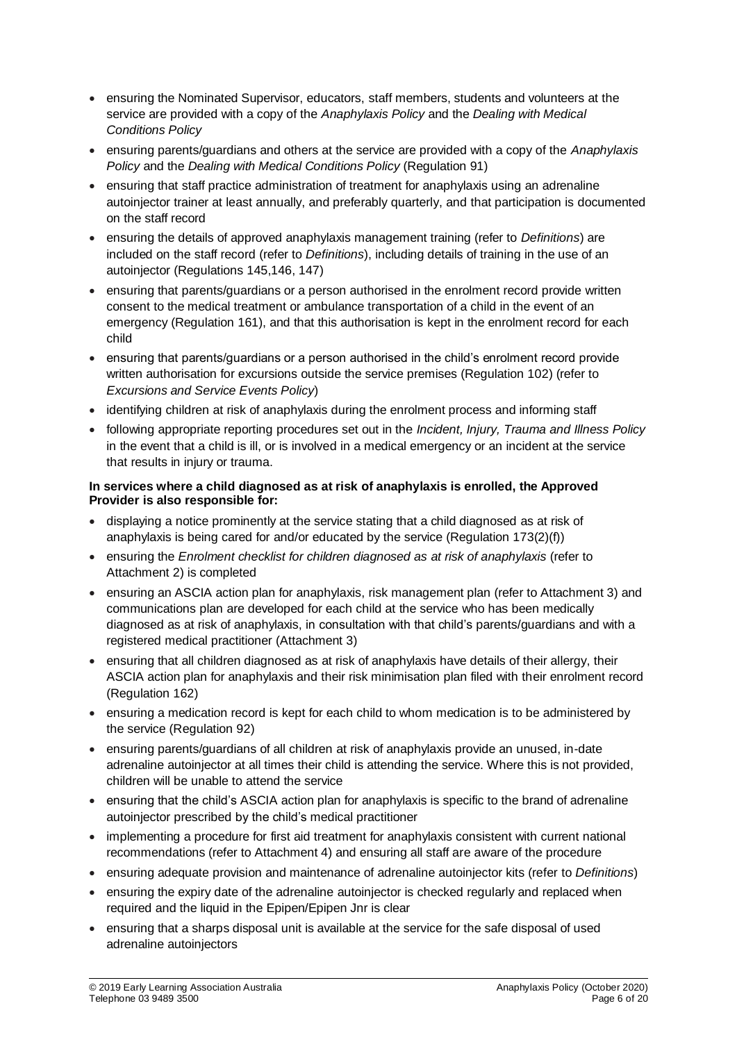- ensuring the Nominated Supervisor, educators, staff members, students and volunteers at the service are provided with a copy of the *Anaphylaxis Policy* and the *Dealing with Medical Conditions Policy*
- ensuring parents/guardians and others at the service are provided with a copy of the *Anaphylaxis Policy* and the *Dealing with Medical Conditions Policy* (Regulation 91)
- ensuring that staff practice administration of treatment for anaphylaxis using an adrenaline autoinjector trainer at least annually, and preferably quarterly, and that participation is documented on the staff record
- ensuring the details of approved anaphylaxis management training (refer to *Definitions*) are included on the staff record (refer to *Definitions*), including details of training in the use of an autoinjector (Regulations 145,146, 147)
- ensuring that parents/guardians or a person authorised in the enrolment record provide written consent to the medical treatment or ambulance transportation of a child in the event of an emergency (Regulation 161), and that this authorisation is kept in the enrolment record for each child
- ensuring that parents/guardians or a person authorised in the child's enrolment record provide written authorisation for excursions outside the service premises (Regulation 102) (refer to *Excursions and Service Events Policy*)
- identifying children at risk of anaphylaxis during the enrolment process and informing staff
- following appropriate reporting procedures set out in the *Incident, Injury, Trauma and Illness Policy* in the event that a child is ill, or is involved in a medical emergency or an incident at the service that results in injury or trauma.

**In services where a child diagnosed as at risk of anaphylaxis is enrolled, the Approved Provider is also responsible for:**

- displaying a notice prominently at the service stating that a child diagnosed as at risk of anaphylaxis is being cared for and/or educated by the service (Regulation 173(2)(f))
- ensuring the *Enrolment checklist for children diagnosed as at risk of anaphylaxis* (refer to Attachment 2) is completed
- ensuring an ASCIA action plan for anaphylaxis, risk management plan (refer to Attachment 3) and communications plan are developed for each child at the service who has been medically diagnosed as at risk of anaphylaxis, in consultation with that child's parents/guardians and with a registered medical practitioner (Attachment 3)
- ensuring that all children diagnosed as at risk of anaphylaxis have details of their allergy, their ASCIA action plan for anaphylaxis and their risk minimisation plan filed with their enrolment record (Regulation 162)
- ensuring a medication record is kept for each child to whom medication is to be administered by the service (Regulation 92)
- ensuring parents/guardians of all children at risk of anaphylaxis provide an unused, in-date adrenaline autoinjector at all times their child is attending the service. Where this is not provided, children will be unable to attend the service
- ensuring that the child's ASCIA action plan for anaphylaxis is specific to the brand of adrenaline autoinjector prescribed by the child's medical practitioner
- implementing a procedure for first aid treatment for anaphylaxis consistent with current national recommendations (refer to Attachment 4) and ensuring all staff are aware of the procedure
- ensuring adequate provision and maintenance of adrenaline autoinjector kits (refer to *Definitions*)
- ensuring the expiry date of the adrenaline autoinjector is checked regularly and replaced when required and the liquid in the Epipen/Epipen Jnr is clear
- ensuring that a sharps disposal unit is available at the service for the safe disposal of used adrenaline autoinjectors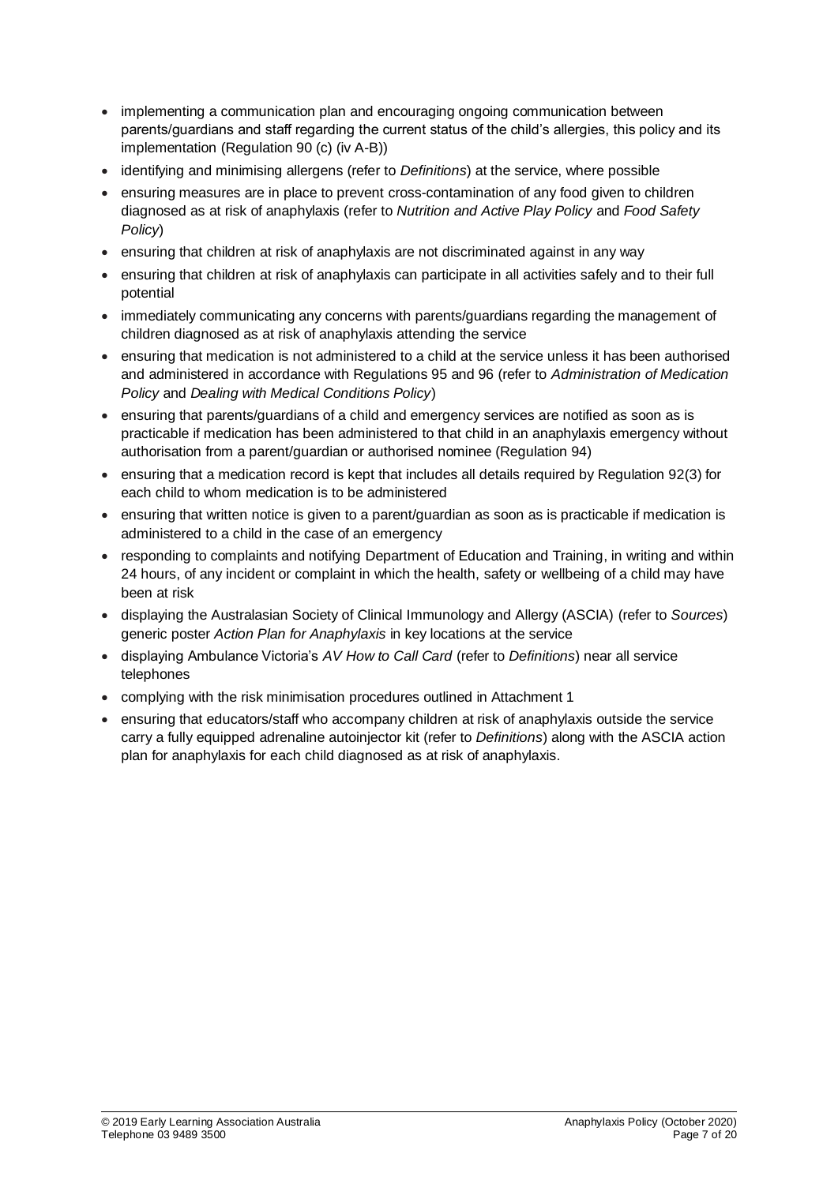- implementing a communication plan and encouraging ongoing communication between parents/guardians and staff regarding the current status of the child's allergies, this policy and its implementation (Regulation 90 (c) (iv A-B))
- identifying and minimising allergens (refer to *Definitions*) at the service, where possible
- ensuring measures are in place to prevent cross-contamination of any food given to children diagnosed as at risk of anaphylaxis (refer to *Nutrition and Active Play Policy* and *Food Safety Policy*)
- ensuring that children at risk of anaphylaxis are not discriminated against in any way
- ensuring that children at risk of anaphylaxis can participate in all activities safely and to their full potential
- immediately communicating any concerns with parents/guardians regarding the management of children diagnosed as at risk of anaphylaxis attending the service
- ensuring that medication is not administered to a child at the service unless it has been authorised and administered in accordance with Regulations 95 and 96 (refer to *Administration of Medication Policy* and *Dealing with Medical Conditions Policy*)
- ensuring that parents/guardians of a child and emergency services are notified as soon as is practicable if medication has been administered to that child in an anaphylaxis emergency without authorisation from a parent/guardian or authorised nominee (Regulation 94)
- ensuring that a medication record is kept that includes all details required by Regulation 92(3) for each child to whom medication is to be administered
- ensuring that written notice is given to a parent/guardian as soon as is practicable if medication is administered to a child in the case of an emergency
- responding to complaints and notifying Department of Education and Training, in writing and within 24 hours, of any incident or complaint in which the health, safety or wellbeing of a child may have been at risk
- displaying the Australasian Society of Clinical Immunology and Allergy (ASCIA) (refer to *Sources*) generic poster *Action Plan for Anaphylaxis* in key locations at the service
- displaying Ambulance Victoria's *AV How to Call Card* (refer to *Definitions*) near all service telephones
- complying with the risk minimisation procedures outlined in Attachment 1
- ensuring that educators/staff who accompany children at risk of anaphylaxis outside the service carry a fully equipped adrenaline autoinjector kit (refer to *Definitions*) along with the ASCIA action plan for anaphylaxis for each child diagnosed as at risk of anaphylaxis.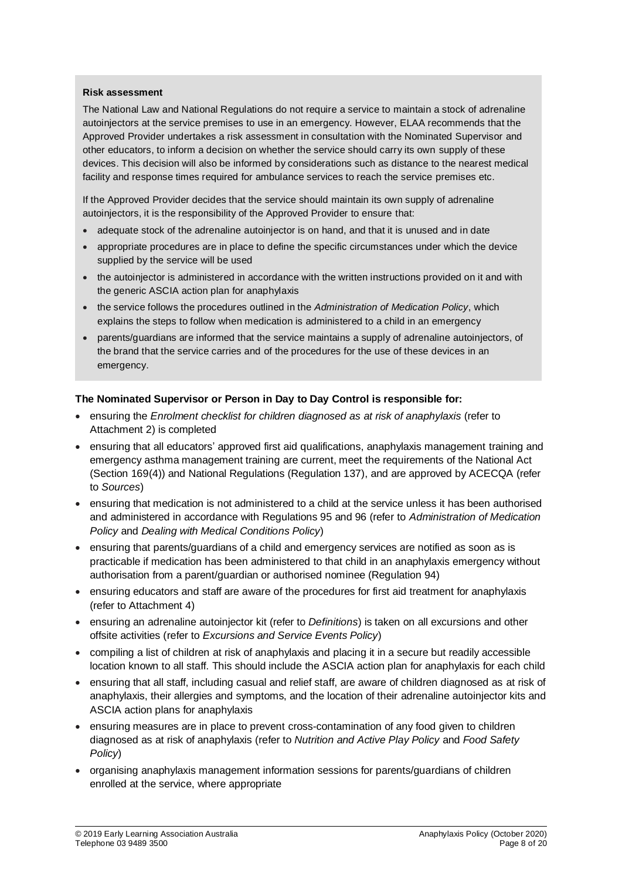**Risk assessment**

The National Law and National Regulations do not require a service to maintain a stock of adrenaline autoinjectors at the service premises to use in an emergency. However, ELAA recommends that the Approved Provider undertakes a risk assessment in consultation with the Nominated Supervisor and other educators, to inform a decision on whether the service should carry its own supply of these devices. This decision will also be informed by considerations such as distance to the nearest medical facility and response times required for ambulance services to reach the service premises etc.

If the Approved Provider decides that the service should maintain its own supply of adrenaline autoinjectors, it is the responsibility of the Approved Provider to ensure that:

- adequate stock of the adrenaline autoinjector is on hand, and that it is unused and in date
- appropriate procedures are in place to define the specific circumstances under which the device supplied by the service will be used
- the autoinjector is administered in accordance with the written instructions provided on it and with the generic ASCIA action plan for anaphylaxis
- the service follows the procedures outlined in the *Administration of Medication Policy*, which explains the steps to follow when medication is administered to a child in an emergency
- parents/guardians are informed that the service maintains a supply of adrenaline autoinjectors, of the brand that the service carries and of the procedures for the use of these devices in an emergency.

**The Nominated Supervisor or Person in Day to Day Control is responsible for:**

- ensuring the *Enrolment checklist for children diagnosed as at risk of anaphylaxis* (refer to Attachment 2) is completed
- ensuring that all educators' approved first aid qualifications, anaphylaxis management training and emergency asthma management training are current, meet the requirements of the National Act (Section 169(4)) and National Regulations (Regulation 137), and are approved by ACECQA (refer to *Sources*)
- ensuring that medication is not administered to a child at the service unless it has been authorised and administered in accordance with Regulations 95 and 96 (refer to *Administration of Medication Policy* and *Dealing with Medical Conditions Policy*)
- ensuring that parents/guardians of a child and emergency services are notified as soon as is practicable if medication has been administered to that child in an anaphylaxis emergency without authorisation from a parent/guardian or authorised nominee (Regulation 94)
- ensuring educators and staff are aware of the procedures for first aid treatment for anaphylaxis (refer to Attachment 4)
- ensuring an adrenaline autoinjector kit (refer to *Definitions*) is taken on all excursions and other offsite activities (refer to *Excursions and Service Events Policy*)
- compiling a list of children at risk of anaphylaxis and placing it in a secure but readily accessible location known to all staff. This should include the ASCIA action plan for anaphylaxis for each child
- ensuring that all staff, including casual and relief staff, are aware of children diagnosed as at risk of anaphylaxis, their allergies and symptoms, and the location of their adrenaline autoinjector kits and ASCIA action plans for anaphylaxis
- ensuring measures are in place to prevent cross-contamination of any food given to children diagnosed as at risk of anaphylaxis (refer to *Nutrition and Active Play Policy* and *Food Safety Policy*)
- organising anaphylaxis management information sessions for parents/guardians of children enrolled at the service, where appropriate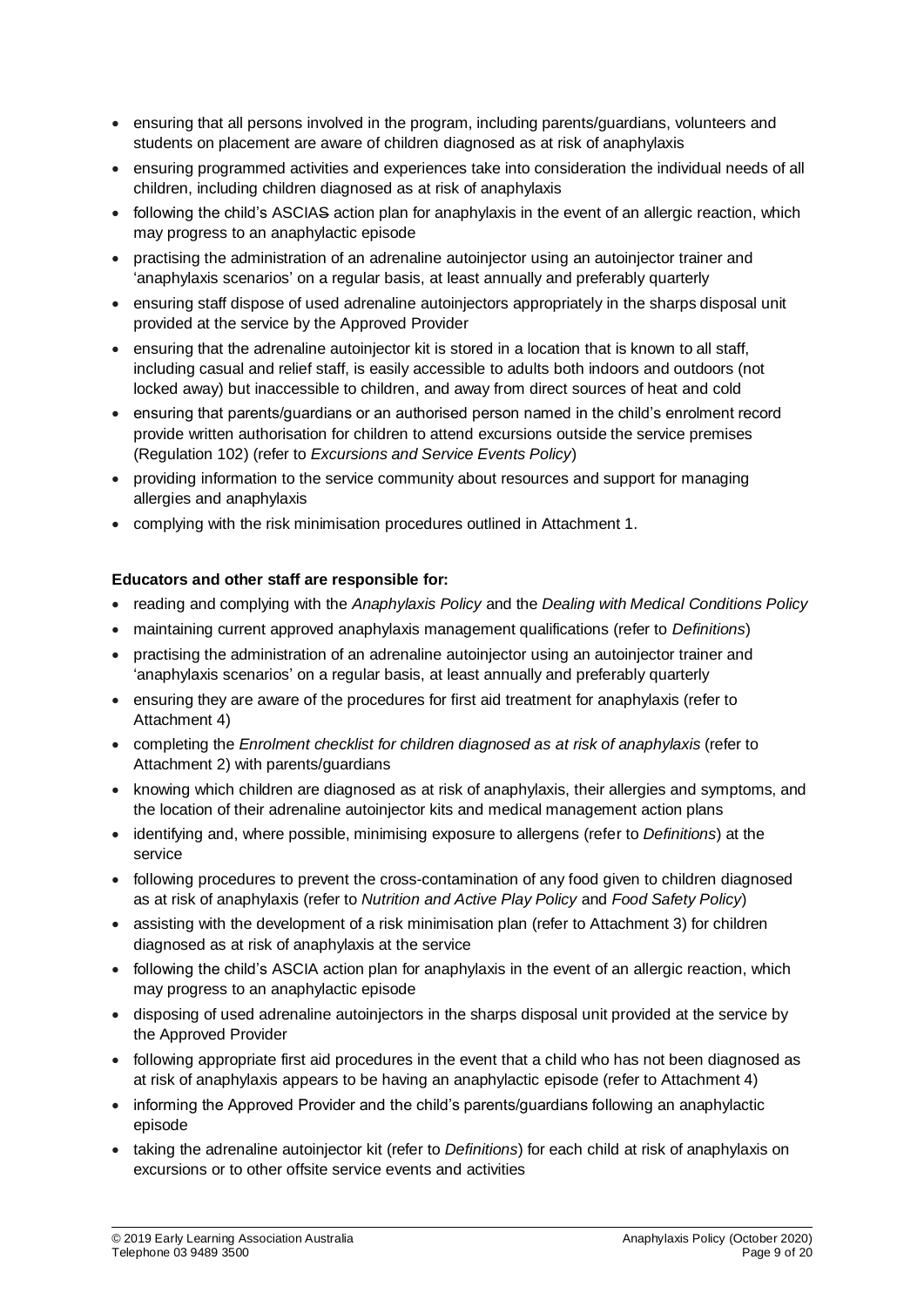- ensuring that all persons involved in the program, including parents/guardians, volunteers and students on placement are aware of children diagnosed as at risk of anaphylaxis
- ensuring programmed activities and experiences take into consideration the individual needs of all children, including children diagnosed as at risk of anaphylaxis
- following the child's ASCIAS action plan for anaphylaxis in the event of an allergic reaction, which may progress to an anaphylactic episode
- practising the administration of an adrenaline autoinjector using an autoinjector trainer and 'anaphylaxis scenarios' on a regular basis, at least annually and preferably quarterly
- ensuring staff dispose of used adrenaline autoinjectors appropriately in the sharps disposal unit provided at the service by the Approved Provider
- ensuring that the adrenaline autoinjector kit is stored in a location that is known to all staff, including casual and relief staff, is easily accessible to adults both indoors and outdoors (not locked away) but inaccessible to children, and away from direct sources of heat and cold
- ensuring that parents/guardians or an authorised person named in the child's enrolment record provide written authorisation for children to attend excursions outside the service premises (Regulation 102) (refer to *Excursions and Service Events Policy*)
- providing information to the service community about resources and support for managing allergies and anaphylaxis
- complying with the risk minimisation procedures outlined in Attachment 1.

**Educators and other staff are responsible for:**

- reading and complying with the *Anaphylaxis Policy* and the *Dealing with Medical Conditions Policy*
- maintaining current approved anaphylaxis management qualifications (refer to *Definitions*)
- practising the administration of an adrenaline autoinjector using an autoinjector trainer and 'anaphylaxis scenarios' on a regular basis, at least annually and preferably quarterly
- ensuring they are aware of the procedures for first aid treatment for anaphylaxis (refer to Attachment 4)
- completing the *Enrolment checklist for children diagnosed as at risk of anaphylaxis* (refer to Attachment 2) with parents/guardians
- knowing which children are diagnosed as at risk of anaphylaxis, their allergies and symptoms, and the location of their adrenaline autoinjector kits and medical management action plans
- identifying and, where possible, minimising exposure to allergens (refer to *Definitions*) at the service
- following procedures to prevent the cross-contamination of any food given to children diagnosed as at risk of anaphylaxis (refer to *Nutrition and Active Play Policy* and *Food Safety Policy*)
- assisting with the development of a risk minimisation plan (refer to Attachment 3) for children diagnosed as at risk of anaphylaxis at the service
- following the child's ASCIA action plan for anaphylaxis in the event of an allergic reaction, which may progress to an anaphylactic episode
- disposing of used adrenaline autoinjectors in the sharps disposal unit provided at the service by the Approved Provider
- following appropriate first aid procedures in the event that a child who has not been diagnosed as at risk of anaphylaxis appears to be having an anaphylactic episode (refer to Attachment 4)
- informing the Approved Provider and the child's parents/guardians following an anaphylactic episode
- taking the adrenaline autoinjector kit (refer to *Definitions*) for each child at risk of anaphylaxis on excursions or to other offsite service events and activities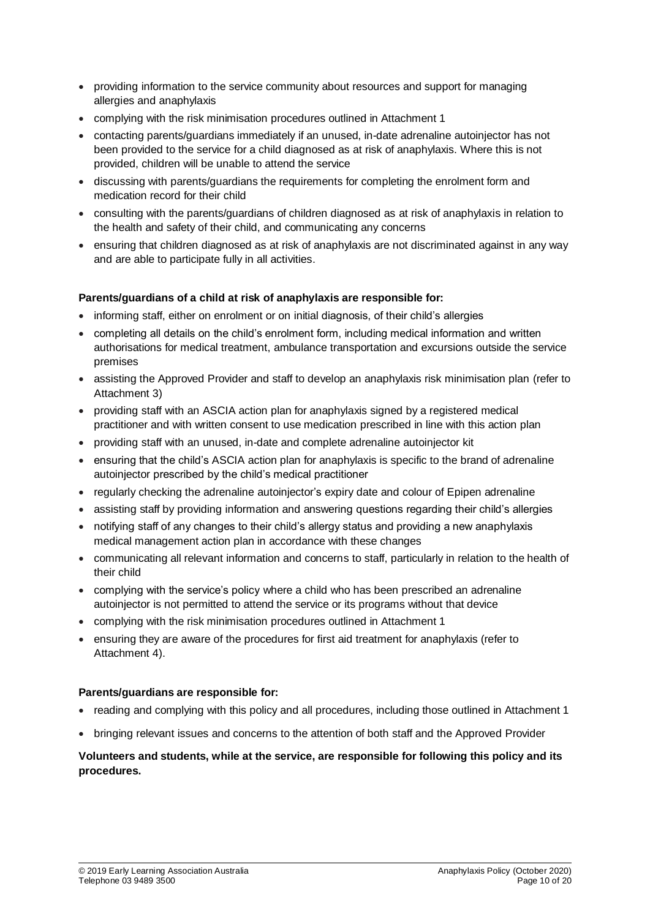- providing information to the service community about resources and support for managing allergies and anaphylaxis
- complying with the risk minimisation procedures outlined in Attachment 1
- contacting parents/guardians immediately if an unused, in-date adrenaline autoinjector has not been provided to the service for a child diagnosed as at risk of anaphylaxis. Where this is not provided, children will be unable to attend the service
- discussing with parents/guardians the requirements for completing the enrolment form and medication record for their child
- consulting with the parents/guardians of children diagnosed as at risk of anaphylaxis in relation to the health and safety of their child, and communicating any concerns
- ensuring that children diagnosed as at risk of anaphylaxis are not discriminated against in any way and are able to participate fully in all activities.

**Parents/guardians of a child at risk of anaphylaxis are responsible for:**

- informing staff, either on enrolment or on initial diagnosis, of their child's allergies
- completing all details on the child's enrolment form, including medical information and written authorisations for medical treatment, ambulance transportation and excursions outside the service premises
- assisting the Approved Provider and staff to develop an anaphylaxis risk minimisation plan (refer to Attachment 3)
- providing staff with an ASCIA action plan for anaphylaxis signed by a registered medical practitioner and with written consent to use medication prescribed in line with this action plan
- providing staff with an unused, in-date and complete adrenaline autoinjector kit
- ensuring that the child's ASCIA action plan for anaphylaxis is specific to the brand of adrenaline autoinjector prescribed by the child's medical practitioner
- regularly checking the adrenaline autoinjector's expiry date and colour of Epipen adrenaline
- assisting staff by providing information and answering questions regarding their child's allergies
- notifying staff of any changes to their child's allergy status and providing a new anaphylaxis medical management action plan in accordance with these changes
- communicating all relevant information and concerns to staff, particularly in relation to the health of their child
- complying with the service's policy where a child who has been prescribed an adrenaline autoinjector is not permitted to attend the service or its programs without that device
- complying with the risk minimisation procedures outlined in Attachment 1
- ensuring they are aware of the procedures for first aid treatment for anaphylaxis (refer to Attachment 4).

**Parents/guardians are responsible for:**

- reading and complying with this policy and all procedures, including those outlined in Attachment 1
- bringing relevant issues and concerns to the attention of both staff and the Approved Provider

**Volunteers and students, while at the service, are responsible for following this policy and its procedures.**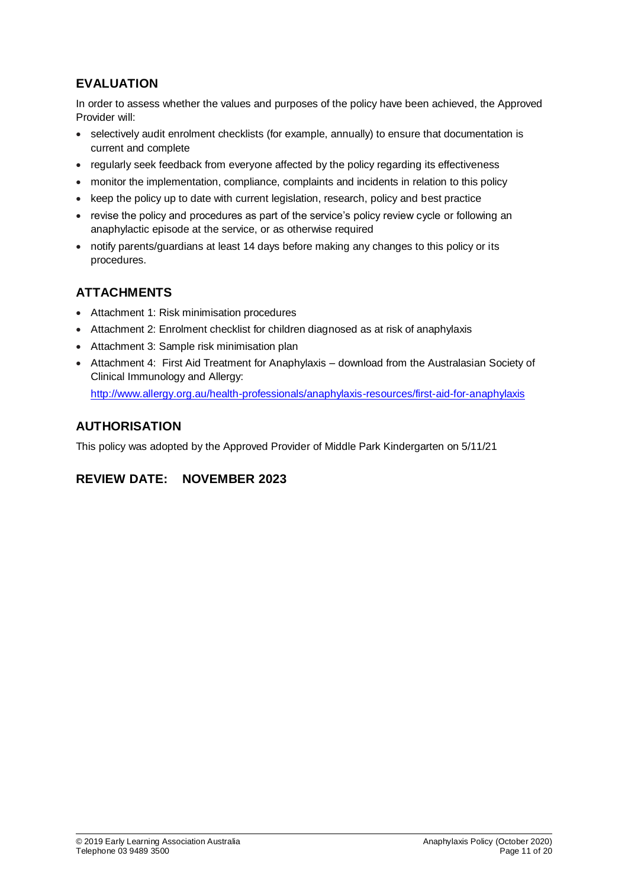## EVALUATION

In order to assess whether the values and purposes of the policy have been achieved, the Approved Provider will:

- selectively audit enrolment checklists (for example, annually) to ensure that documentation is current and complete
- regularly seek feedback from everyone affected by the policy regarding its effectiveness
- monitor the implementation, compliance, complaints and incidents in relation to this policy
- keep the policy up to date with current legislation, research, policy and best practice
- revise the policy and procedures as part of the service's policy review cycle or following an anaphylactic episode at the service, or as otherwise required
- notify parents/guardians at least 14 days before making any changes to this policy or its procedures.

## ATTACHMENTS

- Attachment 1: Risk minimisation procedures
- Attachment 2: Enrolment checklist for children diagnosed as at risk of anaphylaxis
- Attachment 3: Sample risk minimisation plan
- Attachment 4: First Aid Treatment for Anaphylaxis – download from the Australasian Society of Clinical Immunology and Allergy:

  http://www.allergy.org.au/health-professionals/anaphylaxis-resources/first-aid-for-anaphylaxis

## AUTHORISATION

This policy was adopted by the Approved Provider of Middle Park Kindergarten on 5/11/21

## REVIEW DATE: NOVEMBER 2023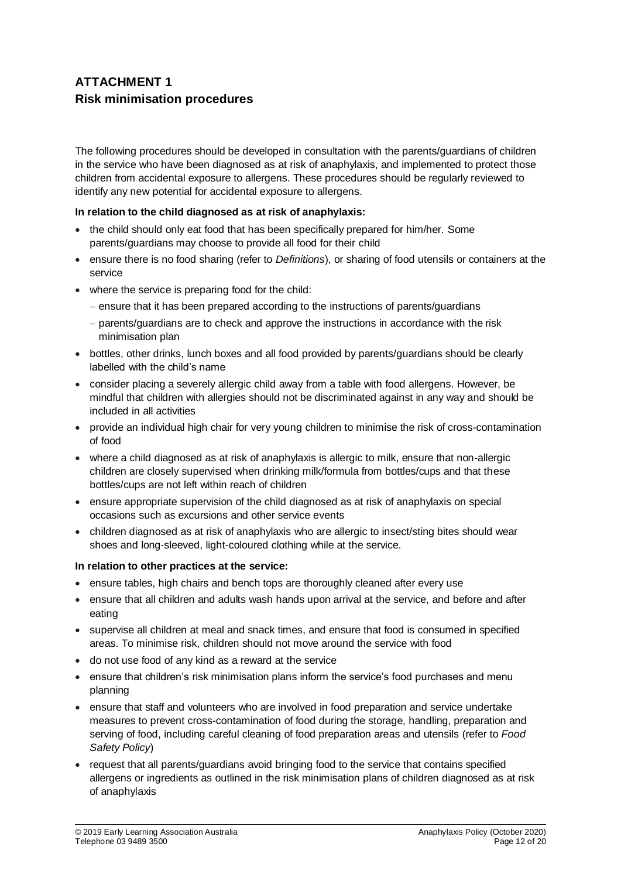## ATTACHMENT 1
## Risk minimisation procedures

The following procedures should be developed in consultation with the parents/guardians of children in the service who have been diagnosed as at risk of anaphylaxis, and implemented to protect those children from accidental exposure to allergens. These procedures should be regularly reviewed to identify any new potential for accidental exposure to allergens.

**In relation to the child diagnosed as at risk of anaphylaxis:**

- the child should only eat food that has been specifically prepared for him/her. Some parents/guardians may choose to provide all food for their child
- ensure there is no food sharing (refer to *Definitions*), or sharing of food utensils or containers at the service
- where the service is preparing food for the child:
  - ensure that it has been prepared according to the instructions of parents/guardians
  - parents/guardians are to check and approve the instructions in accordance with the risk minimisation plan
- bottles, other drinks, lunch boxes and all food provided by parents/guardians should be clearly labelled with the child's name
- consider placing a severely allergic child away from a table with food allergens. However, be mindful that children with allergies should not be discriminated against in any way and should be included in all activities
- provide an individual high chair for very young children to minimise the risk of cross-contamination of food
- where a child diagnosed as at risk of anaphylaxis is allergic to milk, ensure that non-allergic children are closely supervised when drinking milk/formula from bottles/cups and that these bottles/cups are not left within reach of children
- ensure appropriate supervision of the child diagnosed as at risk of anaphylaxis on special occasions such as excursions and other service events
- children diagnosed as at risk of anaphylaxis who are allergic to insect/sting bites should wear shoes and long-sleeved, light-coloured clothing while at the service.

**In relation to other practices at the service:**

- ensure tables, high chairs and bench tops are thoroughly cleaned after every use
- ensure that all children and adults wash hands upon arrival at the service, and before and after eating
- supervise all children at meal and snack times, and ensure that food is consumed in specified areas. To minimise risk, children should not move around the service with food
- do not use food of any kind as a reward at the service
- ensure that children's risk minimisation plans inform the service's food purchases and menu planning
- ensure that staff and volunteers who are involved in food preparation and service undertake measures to prevent cross-contamination of food during the storage, handling, preparation and serving of food, including careful cleaning of food preparation areas and utensils (refer to *Food Safety Policy*)
- request that all parents/guardians avoid bringing food to the service that contains specified allergens or ingredients as outlined in the risk minimisation plans of children diagnosed as at risk of anaphylaxis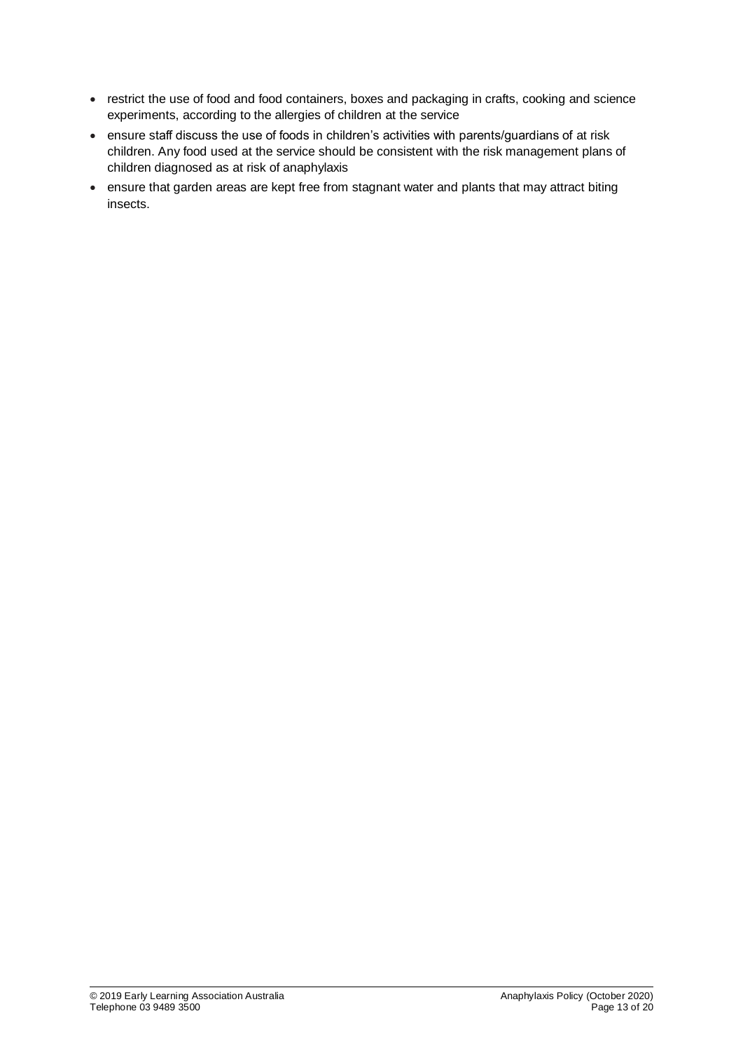- restrict the use of food and food containers, boxes and packaging in crafts, cooking and science experiments, according to the allergies of children at the service
- ensure staff discuss the use of foods in children's activities with parents/guardians of at risk children. Any food used at the service should be consistent with the risk management plans of children diagnosed as at risk of anaphylaxis
- ensure that garden areas are kept free from stagnant water and plants that may attract biting insects.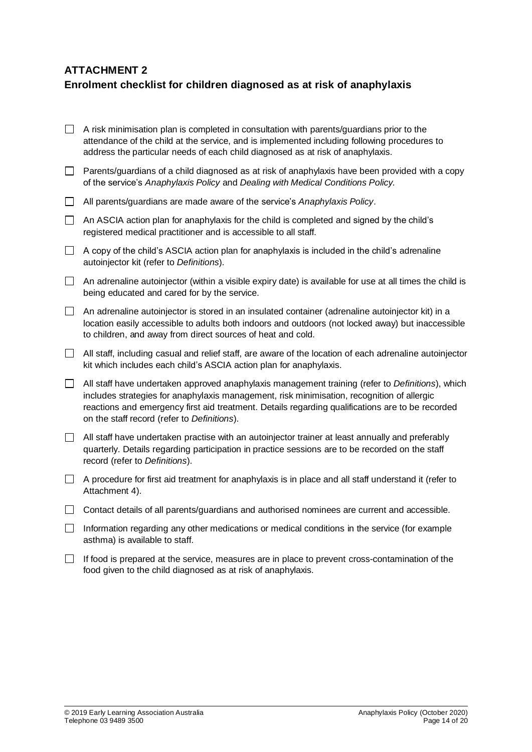## ATTACHMENT 2

## Enrolment checklist for children diagnosed as at risk of anaphylaxis

- [ ] A risk minimisation plan is completed in consultation with parents/guardians prior to the attendance of the child at the service, and is implemented including following procedures to address the particular needs of each child diagnosed as at risk of anaphylaxis.
- [ ] Parents/guardians of a child diagnosed as at risk of anaphylaxis have been provided with a copy of the service's *Anaphylaxis Policy* and *Dealing with Medical Conditions Policy.*
- [ ] All parents/guardians are made aware of the service's *Anaphylaxis Policy*.
- [ ] An ASCIA action plan for anaphylaxis for the child is completed and signed by the child's registered medical practitioner and is accessible to all staff.
- [ ] A copy of the child's ASCIA action plan for anaphylaxis is included in the child's adrenaline autoinjector kit (refer to *Definitions*).
- [ ] An adrenaline autoinjector (within a visible expiry date) is available for use at all times the child is being educated and cared for by the service.
- [ ] An adrenaline autoinjector is stored in an insulated container (adrenaline autoinjector kit) in a location easily accessible to adults both indoors and outdoors (not locked away) but inaccessible to children, and away from direct sources of heat and cold.
- [ ] All staff, including casual and relief staff, are aware of the location of each adrenaline autoinjector kit which includes each child's ASCIA action plan for anaphylaxis.
- [ ] All staff have undertaken approved anaphylaxis management training (refer to *Definitions*), which includes strategies for anaphylaxis management, risk minimisation, recognition of allergic reactions and emergency first aid treatment. Details regarding qualifications are to be recorded on the staff record (refer to *Definitions*).
- [ ] All staff have undertaken practise with an autoinjector trainer at least annually and preferably quarterly. Details regarding participation in practice sessions are to be recorded on the staff record (refer to *Definitions*).
- [ ] A procedure for first aid treatment for anaphylaxis is in place and all staff understand it (refer to Attachment 4).
- [ ] Contact details of all parents/guardians and authorised nominees are current and accessible.
- [ ] Information regarding any other medications or medical conditions in the service (for example asthma) is available to staff.
- [ ] If food is prepared at the service, measures are in place to prevent cross-contamination of the food given to the child diagnosed as at risk of anaphylaxis.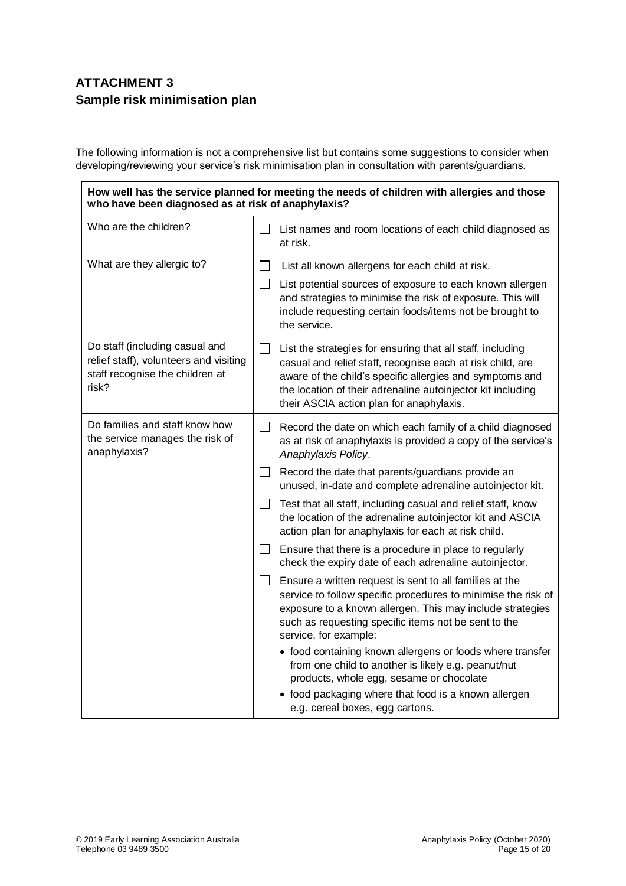## ATTACHMENT 3
## Sample risk minimisation plan

The following information is not a comprehensive list but contains some suggestions to consider when developing/reviewing your service's risk minimisation plan in consultation with parents/guardians.

| **How well has the service planned for meeting the needs of children with allergies and those who have been diagnosed as at risk of anaphylaxis?** | |
|---|---|
| Who are the children? | ☐ List names and room locations of each child diagnosed as at risk. |
| What are they allergic to? | ☐ List all known allergens for each child at risk.<br>☐ List potential sources of exposure to each known allergen and strategies to minimise the risk of exposure. This will include requesting certain foods/items not be brought to the service. |
| Do staff (including casual and relief staff), volunteers and visiting staff recognise the children at risk? | ☐ List the strategies for ensuring that all staff, including casual and relief staff, recognise each at risk child, are aware of the child's specific allergies and symptoms and the location of their adrenaline autoinjector kit including their ASCIA action plan for anaphylaxis. |
| Do families and staff know how the service manages the risk of anaphylaxis? | ☐ Record the date on which each family of a child diagnosed as at risk of anaphylaxis is provided a copy of the service's *Anaphylaxis Policy*.<br>☐ Record the date that parents/guardians provide an unused, in-date and complete adrenaline autoinjector kit.<br>☐ Test that all staff, including casual and relief staff, know the location of the adrenaline autoinjector kit and ASCIA action plan for anaphylaxis for each at risk child.<br>☐ Ensure that there is a procedure in place to regularly check the expiry date of each adrenaline autoinjector.<br>☐ Ensure a written request is sent to all families at the service to follow specific procedures to minimise the risk of exposure to a known allergen. This may include strategies such as requesting specific items not be sent to the service, for example:<br>• food containing known allergens or foods where transfer from one child to another is likely e.g. peanut/nut products, whole egg, sesame or chocolate<br>• food packaging where that food is a known allergen e.g. cereal boxes, egg cartons. |

© 2019 Early Learning Association Australia
Telephone 03 9489 3500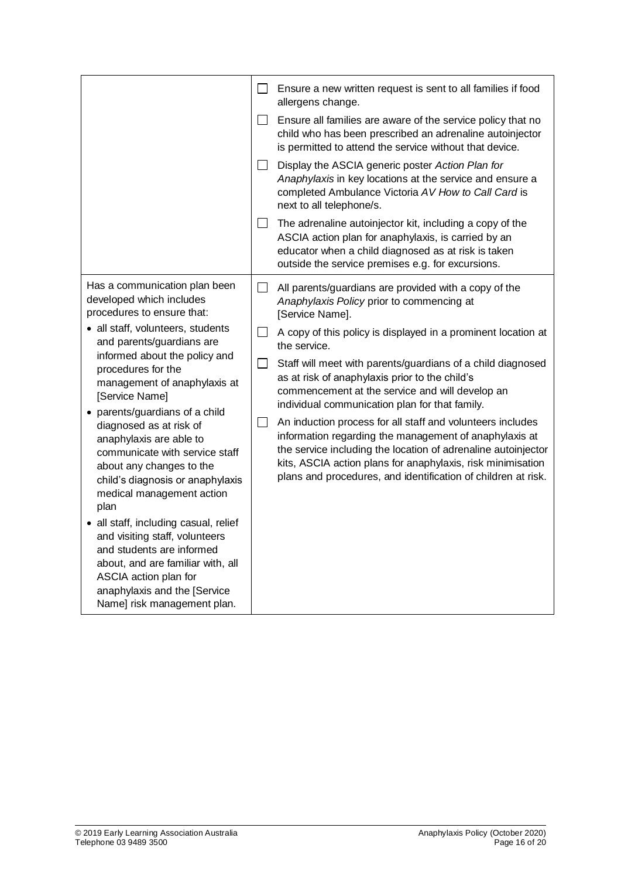| | |
|---|---|
| | ☐ Ensure a new written request is sent to all families if food allergens change.<br>☐ Ensure all families are aware of the service policy that no child who has been prescribed an adrenaline autoinjector is permitted to attend the service without that device.<br>☐ Display the ASCIA generic poster *Action Plan for Anaphylaxis* in key locations at the service and ensure a completed Ambulance Victoria *AV How to Call Card* is next to all telephone/s.<br>☐ The adrenaline autoinjector kit, including a copy of the ASCIA action plan for anaphylaxis, is carried by an educator when a child diagnosed as at risk is taken outside the service premises e.g. for excursions. |
| Has a communication plan been developed which includes procedures to ensure that:<br>• all staff, volunteers, students and parents/guardians are informed about the policy and procedures for the management of anaphylaxis at [Service Name]<br>• parents/guardians of a child diagnosed as at risk of anaphylaxis are able to communicate with service staff about any changes to the child's diagnosis or anaphylaxis medical management action plan<br>• all staff, including casual, relief and visiting staff, volunteers and students are informed about, and are familiar with, all ASCIA action plan for anaphylaxis and the [Service Name] risk management plan. | ☐ All parents/guardians are provided with a copy of the *Anaphylaxis Policy* prior to commencing at [Service Name].<br>☐ A copy of this policy is displayed in a prominent location at the service.<br>☐ Staff will meet with parents/guardians of a child diagnosed as at risk of anaphylaxis prior to the child's commencement at the service and will develop an individual communication plan for that family.<br>☐ An induction process for all staff and volunteers includes information regarding the management of anaphylaxis at the service including the location of adrenaline autoinjector kits, ASCIA action plans for anaphylaxis, risk minimisation plans and procedures, and identification of children at risk. |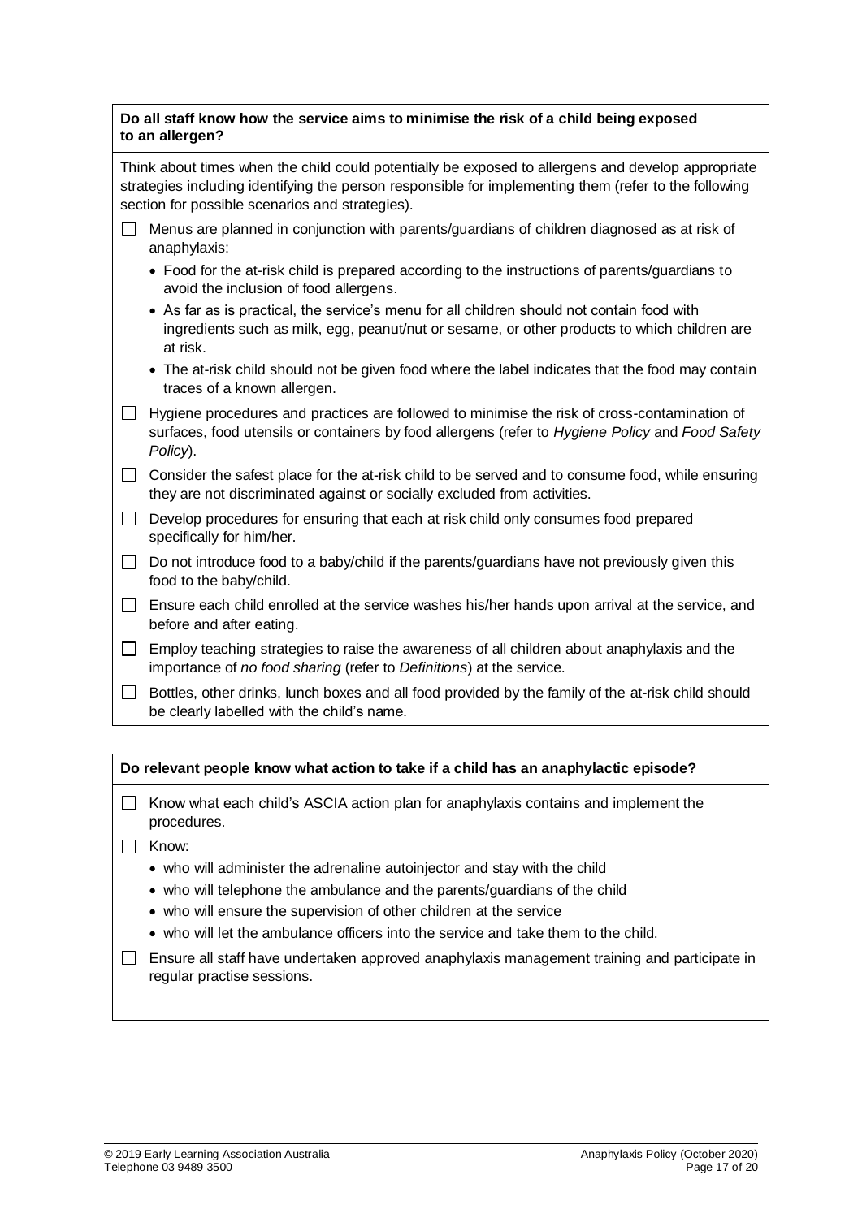**Do all staff know how the service aims to minimise the risk of a child being exposed to an allergen?**

Think about times when the child could potentially be exposed to allergens and develop appropriate strategies including identifying the person responsible for implementing them (refer to the following section for possible scenarios and strategies).

- ☐ Menus are planned in conjunction with parents/guardians of children diagnosed as at risk of anaphylaxis:
  - Food for the at-risk child is prepared according to the instructions of parents/guardians to avoid the inclusion of food allergens.
  - As far as is practical, the service's menu for all children should not contain food with ingredients such as milk, egg, peanut/nut or sesame, or other products to which children are at risk.
  - The at-risk child should not be given food where the label indicates that the food may contain traces of a known allergen.
- ☐ Hygiene procedures and practices are followed to minimise the risk of cross-contamination of surfaces, food utensils or containers by food allergens (refer to *Hygiene Policy* and *Food Safety Policy*).
- ☐ Consider the safest place for the at-risk child to be served and to consume food, while ensuring they are not discriminated against or socially excluded from activities.
- ☐ Develop procedures for ensuring that each at risk child only consumes food prepared specifically for him/her.
- ☐ Do not introduce food to a baby/child if the parents/guardians have not previously given this food to the baby/child.
- ☐ Ensure each child enrolled at the service washes his/her hands upon arrival at the service, and before and after eating.
- ☐ Employ teaching strategies to raise the awareness of all children about anaphylaxis and the importance of *no food sharing* (refer to *Definitions*) at the service.
- ☐ Bottles, other drinks, lunch boxes and all food provided by the family of the at-risk child should be clearly labelled with the child's name.

**Do relevant people know what action to take if a child has an anaphylactic episode?**

- ☐ Know what each child's ASCIA action plan for anaphylaxis contains and implement the procedures.
- ☐ Know:
  - who will administer the adrenaline autoinjector and stay with the child
  - who will telephone the ambulance and the parents/guardians of the child
  - who will ensure the supervision of other children at the service
  - who will let the ambulance officers into the service and take them to the child.
- ☐ Ensure all staff have undertaken approved anaphylaxis management training and participate in regular practise sessions.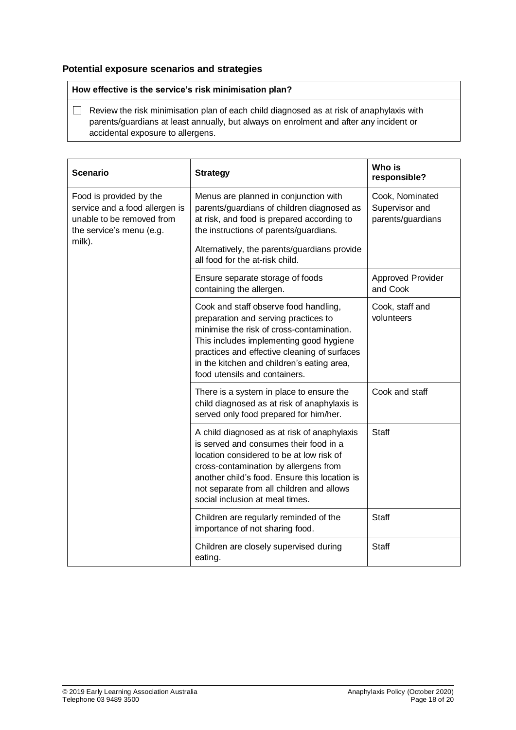### Potential exposure scenarios and strategies

| How effective is the service's risk minimisation plan? |
|---|
| ☐ Review the risk minimisation plan of each child diagnosed as at risk of anaphylaxis with parents/guardians at least annually, but always on enrolment and after any incident or accidental exposure to allergens. |

| Scenario | Strategy | Who is responsible? |
|---|---|---|
| Food is provided by the service and a food allergen is unable to be removed from the service's menu (e.g. milk). | Menus are planned in conjunction with parents/guardians of children diagnosed as at risk, and food is prepared according to the instructions of parents/guardians. Alternatively, the parents/guardians provide all food for the at-risk child. | Cook, Nominated Supervisor and parents/guardians |
| | Ensure separate storage of foods containing the allergen. | Approved Provider and Cook |
| | Cook and staff observe food handling, preparation and serving practices to minimise the risk of cross-contamination. This includes implementing good hygiene practices and effective cleaning of surfaces in the kitchen and children's eating area, food utensils and containers. | Cook, staff and volunteers |
| | There is a system in place to ensure the child diagnosed as at risk of anaphylaxis is served only food prepared for him/her. | Cook and staff |
| | A child diagnosed as at risk of anaphylaxis is served and consumes their food in a location considered to be at low risk of cross-contamination by allergens from another child's food. Ensure this location is not separate from all children and allows social inclusion at meal times. | Staff |
| | Children are regularly reminded of the importance of not sharing food. | Staff |
| | Children are closely supervised during eating. | Staff |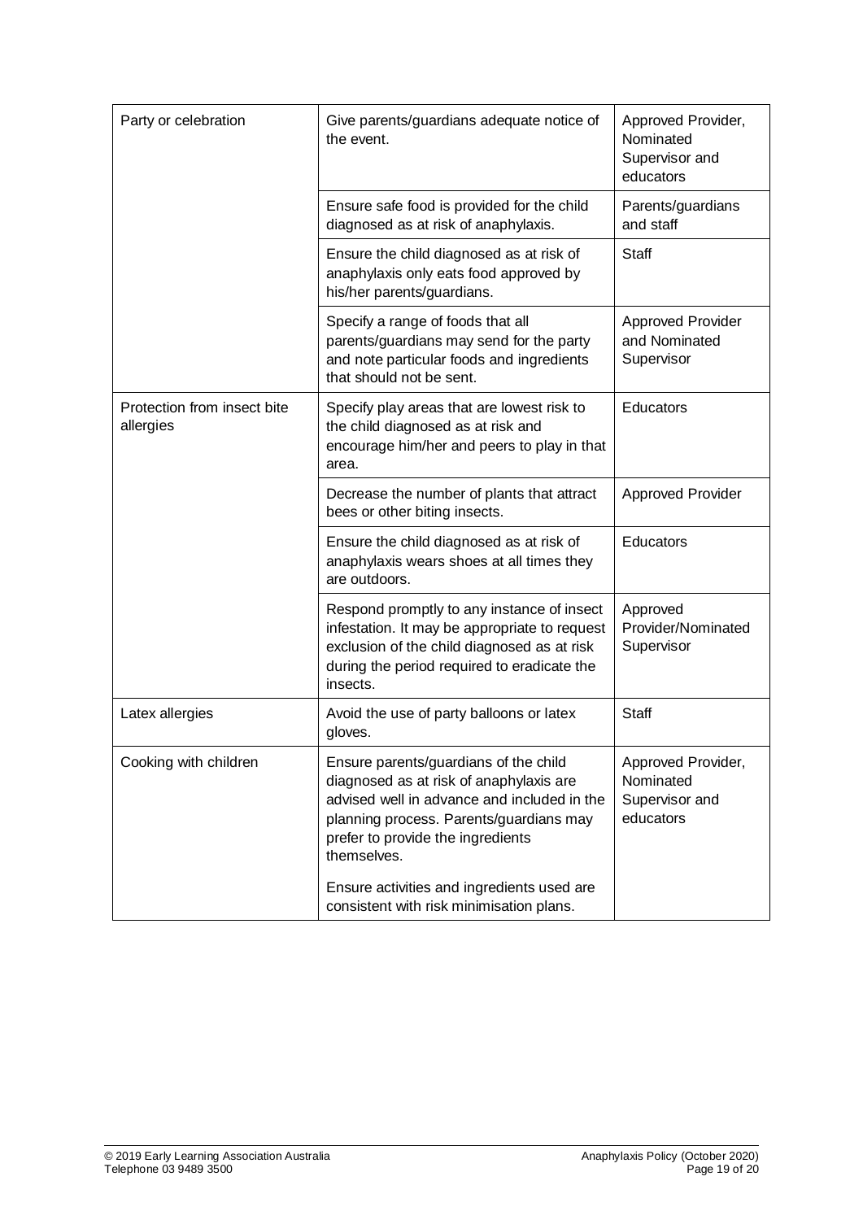| | | |
|---|---|---|
| Party or celebration | Give parents/guardians adequate notice of the event. | Approved Provider, Nominated Supervisor and educators |
| | Ensure safe food is provided for the child diagnosed as at risk of anaphylaxis. | Parents/guardians and staff |
| | Ensure the child diagnosed as at risk of anaphylaxis only eats food approved by his/her parents/guardians. | Staff |
| | Specify a range of foods that all parents/guardians may send for the party and note particular foods and ingredients that should not be sent. | Approved Provider and Nominated Supervisor |
| Protection from insect bite allergies | Specify play areas that are lowest risk to the child diagnosed as at risk and encourage him/her and peers to play in that area. | Educators |
| | Decrease the number of plants that attract bees or other biting insects. | Approved Provider |
| | Ensure the child diagnosed as at risk of anaphylaxis wears shoes at all times they are outdoors. | Educators |
| | Respond promptly to any instance of insect infestation. It may be appropriate to request exclusion of the child diagnosed as at risk during the period required to eradicate the insects. | Approved Provider/Nominated Supervisor |
| Latex allergies | Avoid the use of party balloons or latex gloves. | Staff |
| Cooking with children | Ensure parents/guardians of the child diagnosed as at risk of anaphylaxis are advised well in advance and included in the planning process. Parents/guardians may prefer to provide the ingredients themselves.<br><br>Ensure activities and ingredients used are consistent with risk minimisation plans. | Approved Provider, Nominated Supervisor and educators |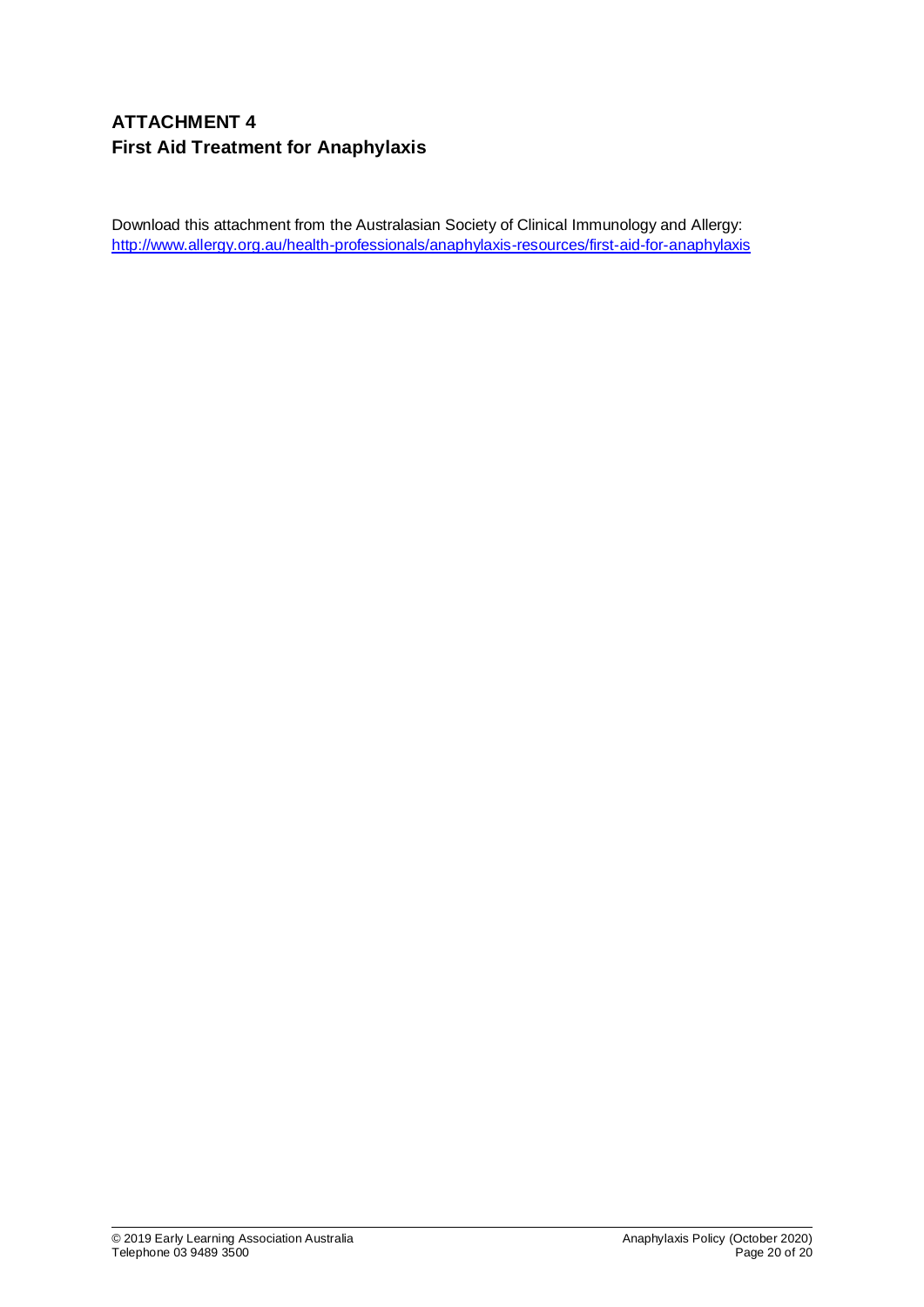## ATTACHMENT 4
## First Aid Treatment for Anaphylaxis

Download this attachment from the Australasian Society of Clinical Immunology and Allergy: [http://www.allergy.org.au/health-professionals/anaphylaxis-resources/first-aid-for-anaphylaxis](http://www.allergy.org.au/health-professionals/anaphylaxis-resources/first-aid-for-anaphylaxis)